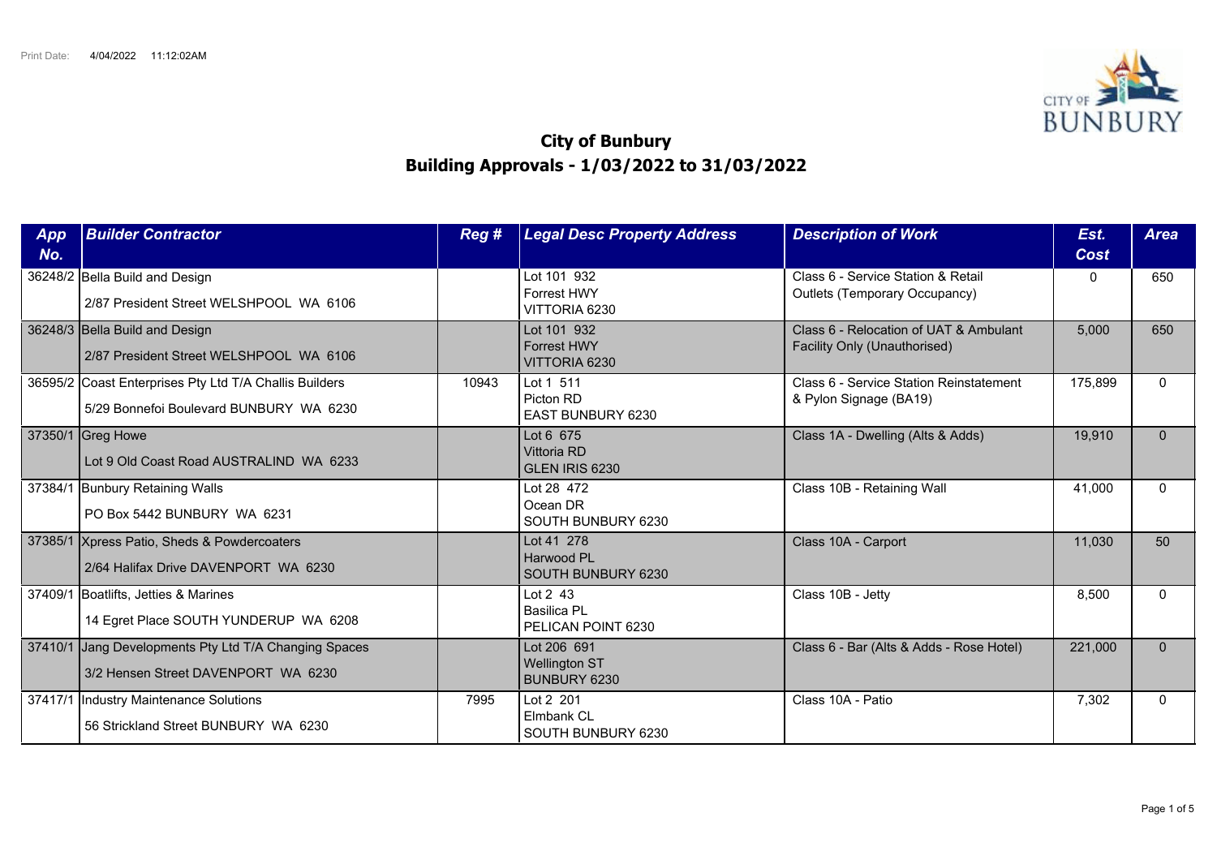Print Date: 4/04/2022 11:12:02AM

# City of Bunbury
## Building Approvals - 1/03/2022 to 31/03/2022

| App No. | Builder Contractor | Reg # | Legal Desc Property Address | Description of Work | Est. Cost | Area |
|---|---|---|---|---|---|---|
| 36248/2 | Bella Build and Design<br>2/87 President Street WELSHPOOL WA 6106 | | Lot 101 932<br>Forrest HWY<br>VITTORIA 6230 | Class 6 - Service Station & Retail Outlets (Temporary Occupancy) | 0 | 650 |
| 36248/3 | Bella Build and Design<br>2/87 President Street WELSHPOOL WA 6106 | | Lot 101 932<br>Forrest HWY<br>VITTORIA 6230 | Class 6 - Relocation of UAT & Ambulant Facility Only (Unauthorised) | 5,000 | 650 |
| 36595/2 | Coast Enterprises Pty Ltd T/A Challis Builders<br>5/29 Bonnefoi Boulevard BUNBURY WA 6230 | 10943 | Lot 1 511<br>Picton RD<br>EAST BUNBURY 6230 | Class 6 - Service Station Reinstatement & Pylon Signage (BA19) | 175,899 | 0 |
| 37350/1 | Greg Howe<br>Lot 9 Old Coast Road AUSTRALIND WA 6233 | | Lot 6 675<br>Vittoria RD<br>GLEN IRIS 6230 | Class 1A - Dwelling (Alts & Adds) | 19,910 | 0 |
| 37384/1 | Bunbury Retaining Walls<br>PO Box 5442 BUNBURY WA 6231 | | Lot 28 472<br>Ocean DR<br>SOUTH BUNBURY 6230 | Class 10B - Retaining Wall | 41,000 | 0 |
| 37385/1 | Xpress Patio, Sheds & Powdercoaters<br>2/64 Halifax Drive DAVENPORT WA 6230 | | Lot 41 278<br>Harwood PL<br>SOUTH BUNBURY 6230 | Class 10A - Carport | 11,030 | 50 |
| 37409/1 | Boatlifts, Jetties & Marines<br>14 Egret Place SOUTH YUNDERUP WA 6208 | | Lot 2 43<br>Basilica PL<br>PELICAN POINT 6230 | Class 10B - Jetty | 8,500 | 0 |
| 37410/1 | Jang Developments Pty Ltd T/A Changing Spaces<br>3/2 Hensen Street DAVENPORT WA 6230 | | Lot 206 691<br>Wellington ST<br>BUNBURY 6230 | Class 6 - Bar (Alts & Adds - Rose Hotel) | 221,000 | 0 |
| 37417/1 | Industry Maintenance Solutions<br>56 Strickland Street BUNBURY WA 6230 | 7995 | Lot 2 201<br>Elmbank CL<br>SOUTH BUNBURY 6230 | Class 10A - Patio | 7,302 | 0 |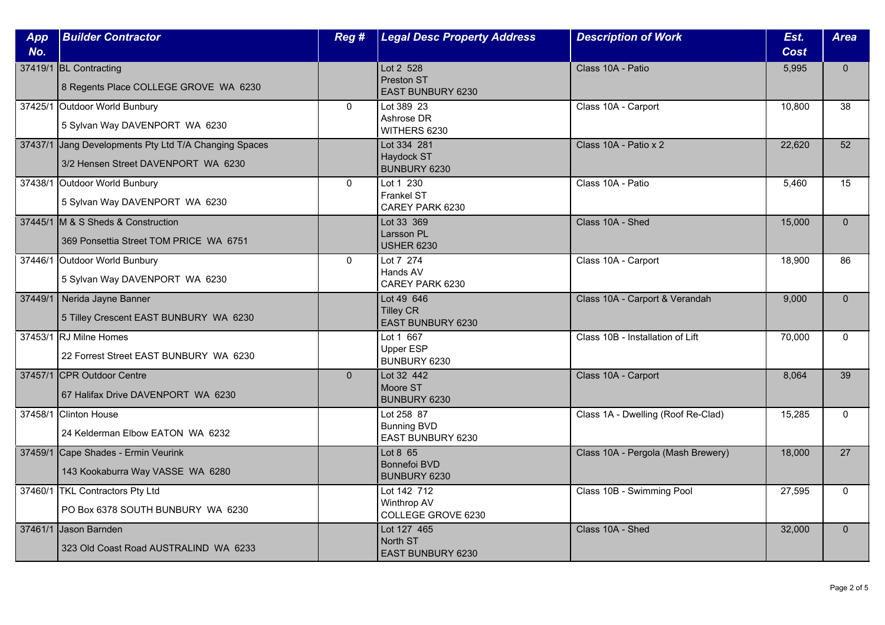| App No. | Builder Contractor | Reg # | Legal Desc Property Address | Description of Work | Est. Cost | Area |
|---|---|---|---|---|---|---|
| 37419/1 | BL Contracting<br>8 Regents Place COLLEGE GROVE WA 6230 | | Lot 2 528<br>Preston ST<br>EAST BUNBURY 6230 | Class 10A - Patio | 5,995 | 0 |
| 37425/1 | Outdoor World Bunbury<br>5 Sylvan Way DAVENPORT WA 6230 | 0 | Lot 389 23<br>Ashrose DR<br>WITHERS 6230 | Class 10A - Carport | 10,800 | 38 |
| 37437/1 | Jang Developments Pty Ltd T/A Changing Spaces<br>3/2 Hensen Street DAVENPORT WA 6230 | | Lot 334 281<br>Haydock ST<br>BUNBURY 6230 | Class 10A - Patio x 2 | 22,620 | 52 |
| 37438/1 | Outdoor World Bunbury<br>5 Sylvan Way DAVENPORT WA 6230 | 0 | Lot 1 230<br>Frankel ST<br>CAREY PARK 6230 | Class 10A - Patio | 5,460 | 15 |
| 37445/1 | M & S Sheds & Construction<br>369 Ponsettia Street TOM PRICE WA 6751 | | Lot 33 369<br>Larsson PL<br>USHER 6230 | Class 10A - Shed | 15,000 | 0 |
| 37446/1 | Outdoor World Bunbury<br>5 Sylvan Way DAVENPORT WA 6230 | 0 | Lot 7 274<br>Hands AV<br>CAREY PARK 6230 | Class 10A - Carport | 18,900 | 86 |
| 37449/1 | Nerida Jayne Banner<br>5 Tilley Crescent EAST BUNBURY WA 6230 | | Lot 49 646<br>Tilley CR<br>EAST BUNBURY 6230 | Class 10A - Carport & Verandah | 9,000 | 0 |
| 37453/1 | RJ Milne Homes<br>22 Forrest Street EAST BUNBURY WA 6230 | | Lot 1 667<br>Upper ESP<br>BUNBURY 6230 | Class 10B - Installation of Lift | 70,000 | 0 |
| 37457/1 | CPR Outdoor Centre<br>67 Halifax Drive DAVENPORT WA 6230 | 0 | Lot 32 442<br>Moore ST<br>BUNBURY 6230 | Class 10A - Carport | 8,064 | 39 |
| 37458/1 | Clinton House<br>24 Kelderman Elbow EATON WA 6232 | | Lot 258 87<br>Bunning BVD<br>EAST BUNBURY 6230 | Class 1A - Dwelling (Roof Re-Clad) | 15,285 | 0 |
| 37459/1 | Cape Shades - Ermin Veurink<br>143 Kookaburra Way VASSE WA 6280 | | Lot 8 65<br>Bonnefoi BVD<br>BUNBURY 6230 | Class 10A - Pergola (Mash Brewery) | 18,000 | 27 |
| 37460/1 | TKL Contractors Pty Ltd<br>PO Box 6378 SOUTH BUNBURY WA 6230 | | Lot 142 712<br>Winthrop AV<br>COLLEGE GROVE 6230 | Class 10B - Swimming Pool | 27,595 | 0 |
| 37461/1 | Jason Barnden<br>323 Old Coast Road AUSTRALIND WA 6233 | | Lot 127 465<br>North ST<br>EAST BUNBURY 6230 | Class 10A - Shed | 32,000 | 0 |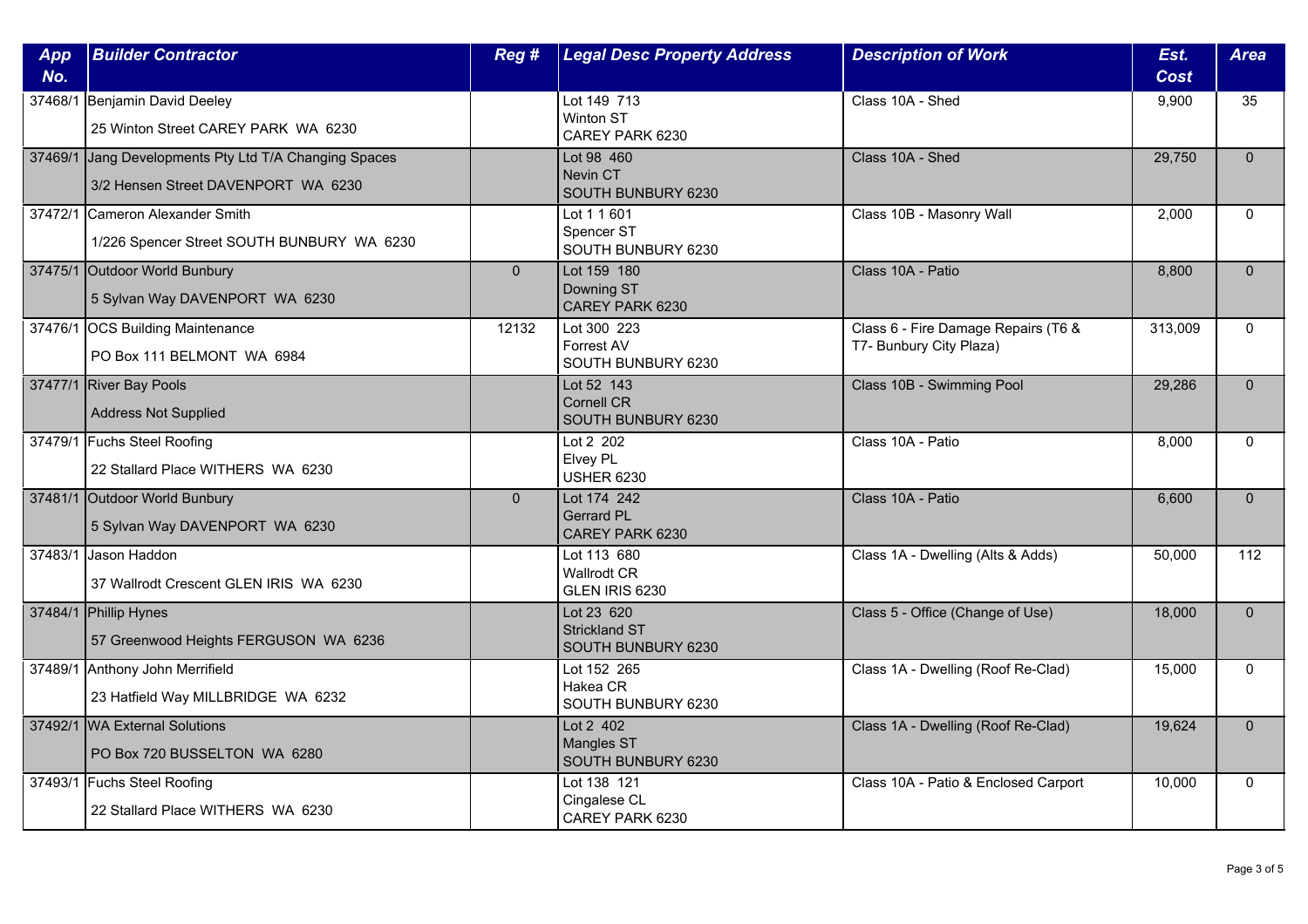| App No. | Builder Contractor | Reg # | Legal Desc Property Address | Description of Work | Est. Cost | Area |
|---|---|---|---|---|---|---|
| 37468/1 | Benjamin David Deeley<br>25 Winton Street CAREY PARK WA 6230 | | Lot 149 713<br>Winton ST<br>CAREY PARK 6230 | Class 10A - Shed | 9,900 | 35 |
| 37469/1 | Jang Developments Pty Ltd T/A Changing Spaces<br>3/2 Hensen Street DAVENPORT WA 6230 | | Lot 98 460<br>Nevin CT<br>SOUTH BUNBURY 6230 | Class 10A - Shed | 29,750 | 0 |
| 37472/1 | Cameron Alexander Smith<br>1/226 Spencer Street SOUTH BUNBURY WA 6230 | | Lot 1 1 601<br>Spencer ST<br>SOUTH BUNBURY 6230 | Class 10B - Masonry Wall | 2,000 | 0 |
| 37475/1 | Outdoor World Bunbury<br>5 Sylvan Way DAVENPORT WA 6230 | 0 | Lot 159 180<br>Downing ST<br>CAREY PARK 6230 | Class 10A - Patio | 8,800 | 0 |
| 37476/1 | OCS Building Maintenance<br>PO Box 111 BELMONT WA 6984 | 12132 | Lot 300 223<br>Forrest AV<br>SOUTH BUNBURY 6230 | Class 6 - Fire Damage Repairs (T6 & T7- Bunbury City Plaza) | 313,009 | 0 |
| 37477/1 | River Bay Pools<br>Address Not Supplied | | Lot 52 143<br>Cornell CR<br>SOUTH BUNBURY 6230 | Class 10B - Swimming Pool | 29,286 | 0 |
| 37479/1 | Fuchs Steel Roofing<br>22 Stallard Place WITHERS WA 6230 | | Lot 2 202<br>Elvey PL<br>USHER 6230 | Class 10A - Patio | 8,000 | 0 |
| 37481/1 | Outdoor World Bunbury<br>5 Sylvan Way DAVENPORT WA 6230 | 0 | Lot 174 242<br>Gerrard PL<br>CAREY PARK 6230 | Class 10A - Patio | 6,600 | 0 |
| 37483/1 | Jason Haddon<br>37 Wallrodt Crescent GLEN IRIS WA 6230 | | Lot 113 680<br>Wallrodt CR<br>GLEN IRIS 6230 | Class 1A - Dwelling (Alts & Adds) | 50,000 | 112 |
| 37484/1 | Phillip Hynes<br>57 Greenwood Heights FERGUSON WA 6236 | | Lot 23 620<br>Strickland ST<br>SOUTH BUNBURY 6230 | Class 5 - Office (Change of Use) | 18,000 | 0 |
| 37489/1 | Anthony John Merrifield<br>23 Hatfield Way MILLBRIDGE WA 6232 | | Lot 152 265<br>Hakea CR<br>SOUTH BUNBURY 6230 | Class 1A - Dwelling (Roof Re-Clad) | 15,000 | 0 |
| 37492/1 | WA External Solutions<br>PO Box 720 BUSSELTON WA 6280 | | Lot 2 402<br>Mangles ST<br>SOUTH BUNBURY 6230 | Class 1A - Dwelling (Roof Re-Clad) | 19,624 | 0 |
| 37493/1 | Fuchs Steel Roofing<br>22 Stallard Place WITHERS WA 6230 | | Lot 138 121<br>Cingalese CL<br>CAREY PARK 6230 | Class 10A - Patio & Enclosed Carport | 10,000 | 0 |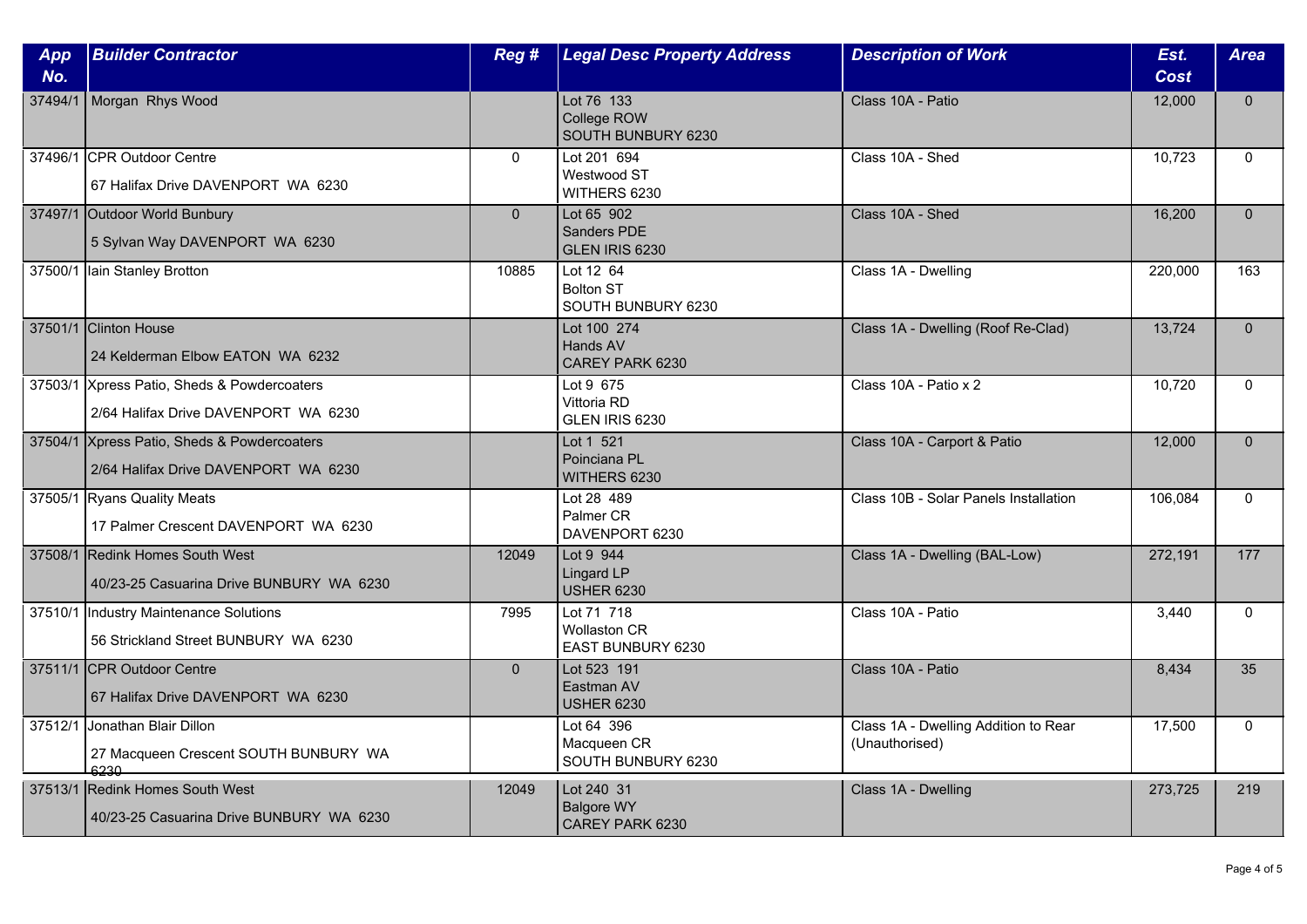| App No. | Builder Contractor | Reg # | Legal Desc Property Address | Description of Work | Est. Cost | Area |
|---|---|---|---|---|---|---|
| 37494/1 | Morgan Rhys Wood | | Lot 76 133<br>College ROW<br>SOUTH BUNBURY 6230 | Class 10A - Patio | 12,000 | 0 |
| 37496/1 | CPR Outdoor Centre<br>67 Halifax Drive DAVENPORT WA 6230 | 0 | Lot 201 694<br>Westwood ST<br>WITHERS 6230 | Class 10A - Shed | 10,723 | 0 |
| 37497/1 | Outdoor World Bunbury<br>5 Sylvan Way DAVENPORT WA 6230 | 0 | Lot 65 902<br>Sanders PDE<br>GLEN IRIS 6230 | Class 10A - Shed | 16,200 | 0 |
| 37500/1 | Iain Stanley Brotton | 10885 | Lot 12 64<br>Bolton ST<br>SOUTH BUNBURY 6230 | Class 1A - Dwelling | 220,000 | 163 |
| 37501/1 | Clinton House<br>24 Kelderman Elbow EATON WA 6232 | | Lot 100 274<br>Hands AV<br>CAREY PARK 6230 | Class 1A - Dwelling (Roof Re-Clad) | 13,724 | 0 |
| 37503/1 | Xpress Patio, Sheds & Powdercoaters<br>2/64 Halifax Drive DAVENPORT WA 6230 | | Lot 9 675<br>Vittoria RD<br>GLEN IRIS 6230 | Class 10A - Patio x 2 | 10,720 | 0 |
| 37504/1 | Xpress Patio, Sheds & Powdercoaters<br>2/64 Halifax Drive DAVENPORT WA 6230 | | Lot 1 521<br>Poinciana PL<br>WITHERS 6230 | Class 10A - Carport & Patio | 12,000 | 0 |
| 37505/1 | Ryans Quality Meats<br>17 Palmer Crescent DAVENPORT WA 6230 | | Lot 28 489<br>Palmer CR<br>DAVENPORT 6230 | Class 10B - Solar Panels Installation | 106,084 | 0 |
| 37508/1 | Redink Homes South West<br>40/23-25 Casuarina Drive BUNBURY WA 6230 | 12049 | Lot 9 944<br>Lingard LP<br>USHER 6230 | Class 1A - Dwelling (BAL-Low) | 272,191 | 177 |
| 37510/1 | Industry Maintenance Solutions<br>56 Strickland Street BUNBURY WA 6230 | 7995 | Lot 71 718<br>Wollaston CR<br>EAST BUNBURY 6230 | Class 10A - Patio | 3,440 | 0 |
| 37511/1 | CPR Outdoor Centre<br>67 Halifax Drive DAVENPORT WA 6230 | 0 | Lot 523 191<br>Eastman AV<br>USHER 6230 | Class 10A - Patio | 8,434 | 35 |
| 37512/1 | Jonathan Blair Dillon<br>27 Macqueen Crescent SOUTH BUNBURY WA 6230 | | Lot 64 396<br>Macqueen CR<br>SOUTH BUNBURY 6230 | Class 1A - Dwelling Addition to Rear (Unauthorised) | 17,500 | 0 |
| 37513/1 | Redink Homes South West<br>40/23-25 Casuarina Drive BUNBURY WA 6230 | 12049 | Lot 240 31<br>Balgore WY<br>CAREY PARK 6230 | Class 1A - Dwelling | 273,725 | 219 |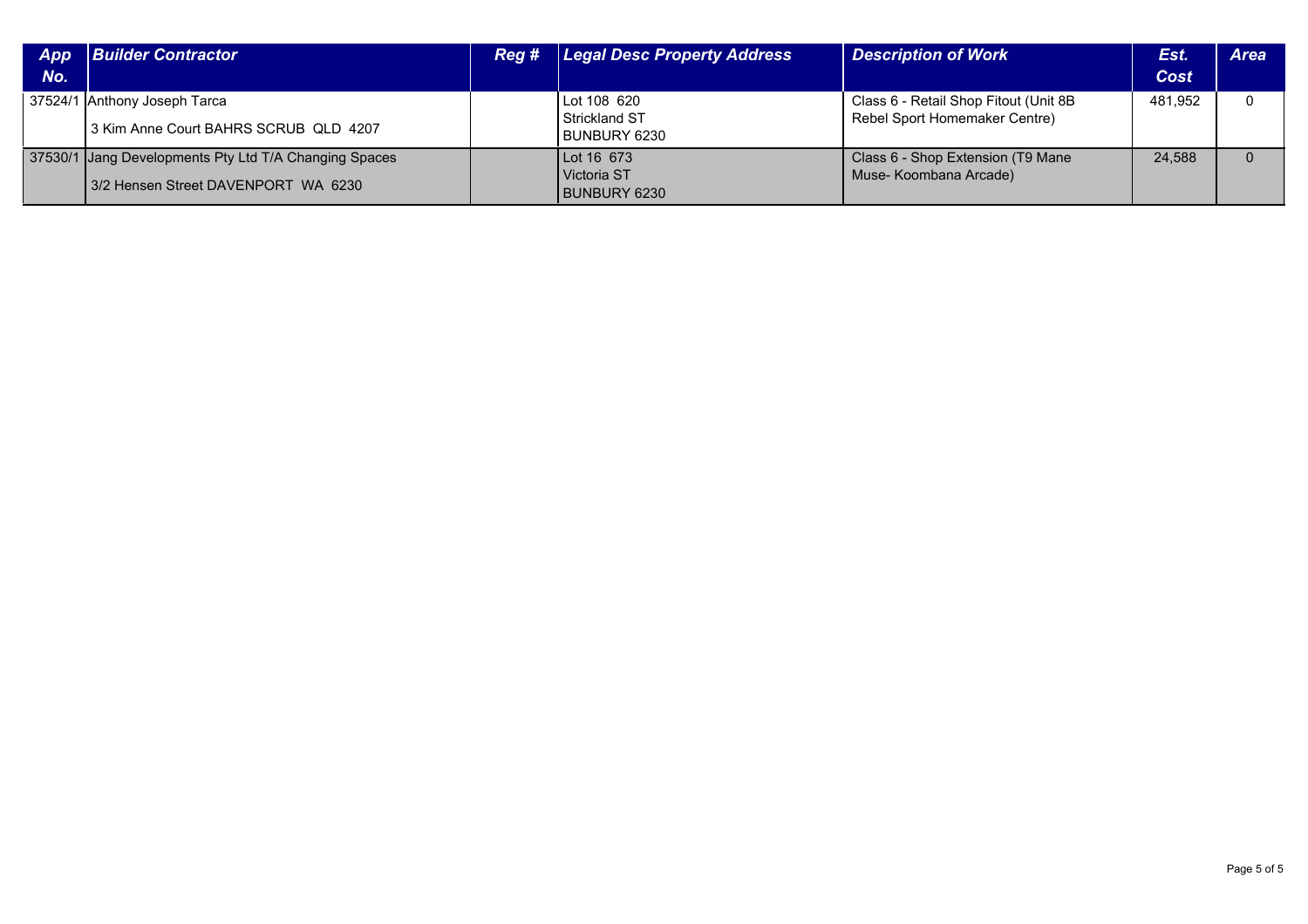| App No. | Builder Contractor | Reg # | Legal Desc Property Address | Description of Work | Est. Cost | Area |
|---|---|---|---|---|---|---|
| 37524/1 | Anthony Joseph Tarca<br>3 Kim Anne Court BAHRS SCRUB QLD 4207 | | Lot 108 620<br>Strickland ST<br>BUNBURY 6230 | Class 6 - Retail Shop Fitout (Unit 8B Rebel Sport Homemaker Centre) | 481,952 | 0 |
| 37530/1 | Jang Developments Pty Ltd T/A Changing Spaces<br>3/2 Hensen Street DAVENPORT WA 6230 | | Lot 16 673<br>Victoria ST<br>BUNBURY 6230 | Class 6 - Shop Extension (T9 Mane Muse- Koombana Arcade) | 24,588 | 0 |